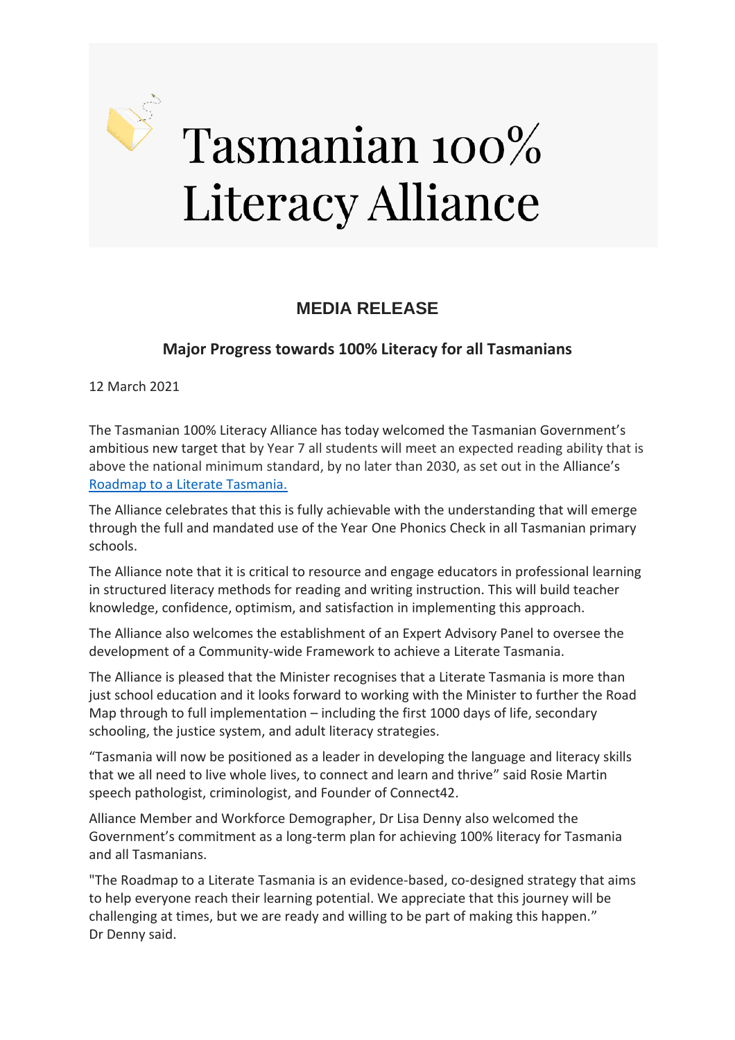# Tasmanian 100% Literacy Alliance

## MEDIA RELEASE

### Major Progress towards 100% Literacy for all Tasmanians

12 March 2021

The Tasmanian 100% Literacy Alliance has today welcomed the Tasmanian Government's ambitious new target that by Year 7 all students will meet an expected reading ability that is above the national minimum standard, by no later than 2030, as set out in the Alliance's [Roadmap to a Literate Tasmania.]

The Alliance celebrates that this is fully achievable with the understanding that will emerge through the full and mandated use of the Year One Phonics Check in all Tasmanian primary schools.

The Alliance note that it is critical to resource and engage educators in professional learning in structured literacy methods for reading and writing instruction. This will build teacher knowledge, confidence, optimism, and satisfaction in implementing this approach.

The Alliance also welcomes the establishment of an Expert Advisory Panel to oversee the development of a Community-wide Framework to achieve a Literate Tasmania.

The Alliance is pleased that the Minister recognises that a Literate Tasmania is more than just school education and it looks forward to working with the Minister to further the Road Map through to full implementation – including the first 1000 days of life, secondary schooling, the justice system, and adult literacy strategies.

"Tasmania will now be positioned as a leader in developing the language and literacy skills that we all need to live whole lives, to connect and learn and thrive" said Rosie Martin speech pathologist, criminologist, and Founder of Connect42.

Alliance Member and Workforce Demographer, Dr Lisa Denny also welcomed the Government's commitment as a long-term plan for achieving 100% literacy for Tasmania and all Tasmanians.

"The Roadmap to a Literate Tasmania is an evidence-based, co-designed strategy that aims to help everyone reach their learning potential. We appreciate that this journey will be challenging at times, but we are ready and willing to be part of making this happen." Dr Denny said.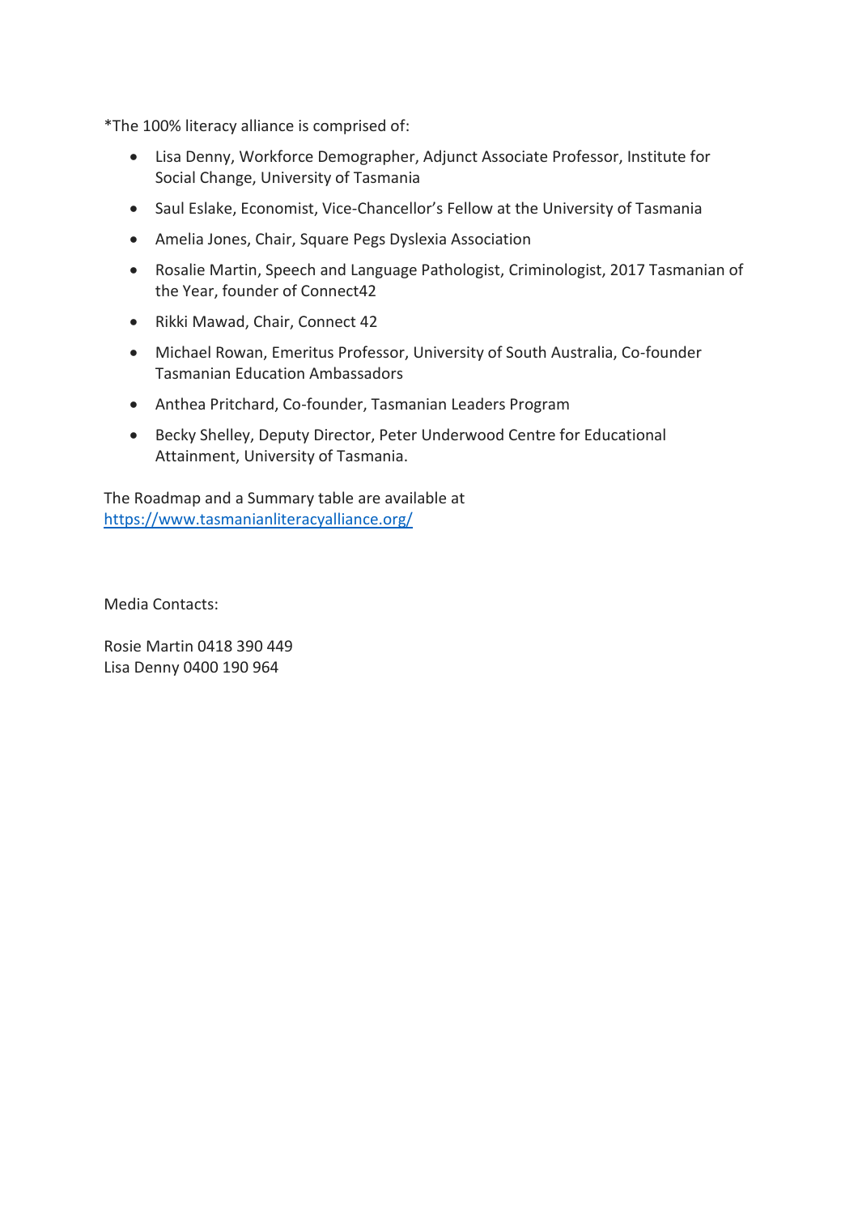*The 100% literacy alliance is comprised of:

- Lisa Denny, Workforce Demographer, Adjunct Associate Professor, Institute for Social Change, University of Tasmania
- Saul Eslake, Economist, Vice-Chancellor's Fellow at the University of Tasmania
- Amelia Jones, Chair, Square Pegs Dyslexia Association
- Rosalie Martin, Speech and Language Pathologist, Criminologist, 2017 Tasmanian of the Year, founder of Connect42
- Rikki Mawad, Chair, Connect 42
- Michael Rowan, Emeritus Professor, University of South Australia, Co-founder Tasmanian Education Ambassadors
- Anthea Pritchard, Co-founder, Tasmanian Leaders Program
- Becky Shelley, Deputy Director, Peter Underwood Centre for Educational Attainment, University of Tasmania.

The Roadmap and a Summary table are available at https://www.tasmanianliteracyalliance.org/

Media Contacts:

Rosie Martin 0418 390 449
Lisa Denny 0400 190 964